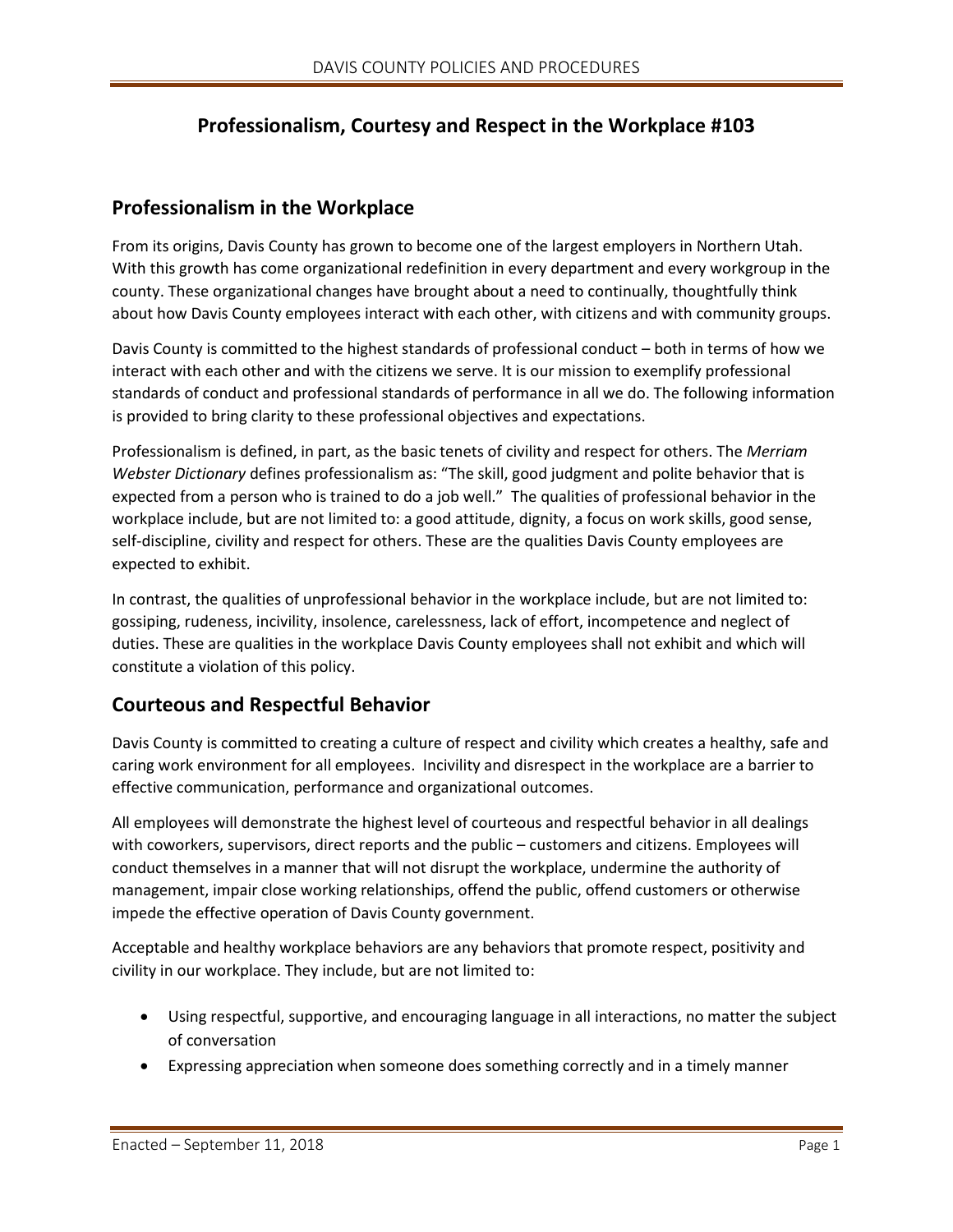# Professionalism, Courtesy and Respect in the Workplace #103

## Professionalism in the Workplace

From its origins, Davis County has grown to become one of the largest employers in Northern Utah. With this growth has come organizational redefinition in every department and every workgroup in the county. These organizational changes have brought about a need to continually, thoughtfully think about how Davis County employees interact with each other, with citizens and with community groups.

Davis County is committed to the highest standards of professional conduct – both in terms of how we interact with each other and with the citizens we serve. It is our mission to exemplify professional standards of conduct and professional standards of performance in all we do. The following information is provided to bring clarity to these professional objectives and expectations.

Professionalism is defined, in part, as the basic tenets of civility and respect for others. The *Merriam Webster Dictionary* defines professionalism as: "The skill, good judgment and polite behavior that is expected from a person who is trained to do a job well." The qualities of professional behavior in the workplace include, but are not limited to: a good attitude, dignity, a focus on work skills, good sense, self-discipline, civility and respect for others. These are the qualities Davis County employees are expected to exhibit.

In contrast, the qualities of unprofessional behavior in the workplace include, but are not limited to: gossiping, rudeness, incivility, insolence, carelessness, lack of effort, incompetence and neglect of duties. These are qualities in the workplace Davis County employees shall not exhibit and which will constitute a violation of this policy.

## Courteous and Respectful Behavior

Davis County is committed to creating a culture of respect and civility which creates a healthy, safe and caring work environment for all employees. Incivility and disrespect in the workplace are a barrier to effective communication, performance and organizational outcomes.

All employees will demonstrate the highest level of courteous and respectful behavior in all dealings with coworkers, supervisors, direct reports and the public – customers and citizens. Employees will conduct themselves in a manner that will not disrupt the workplace, undermine the authority of management, impair close working relationships, offend the public, offend customers or otherwise impede the effective operation of Davis County government.

Acceptable and healthy workplace behaviors are any behaviors that promote respect, positivity and civility in our workplace. They include, but are not limited to:

- Using respectful, supportive, and encouraging language in all interactions, no matter the subject of conversation
- Expressing appreciation when someone does something correctly and in a timely manner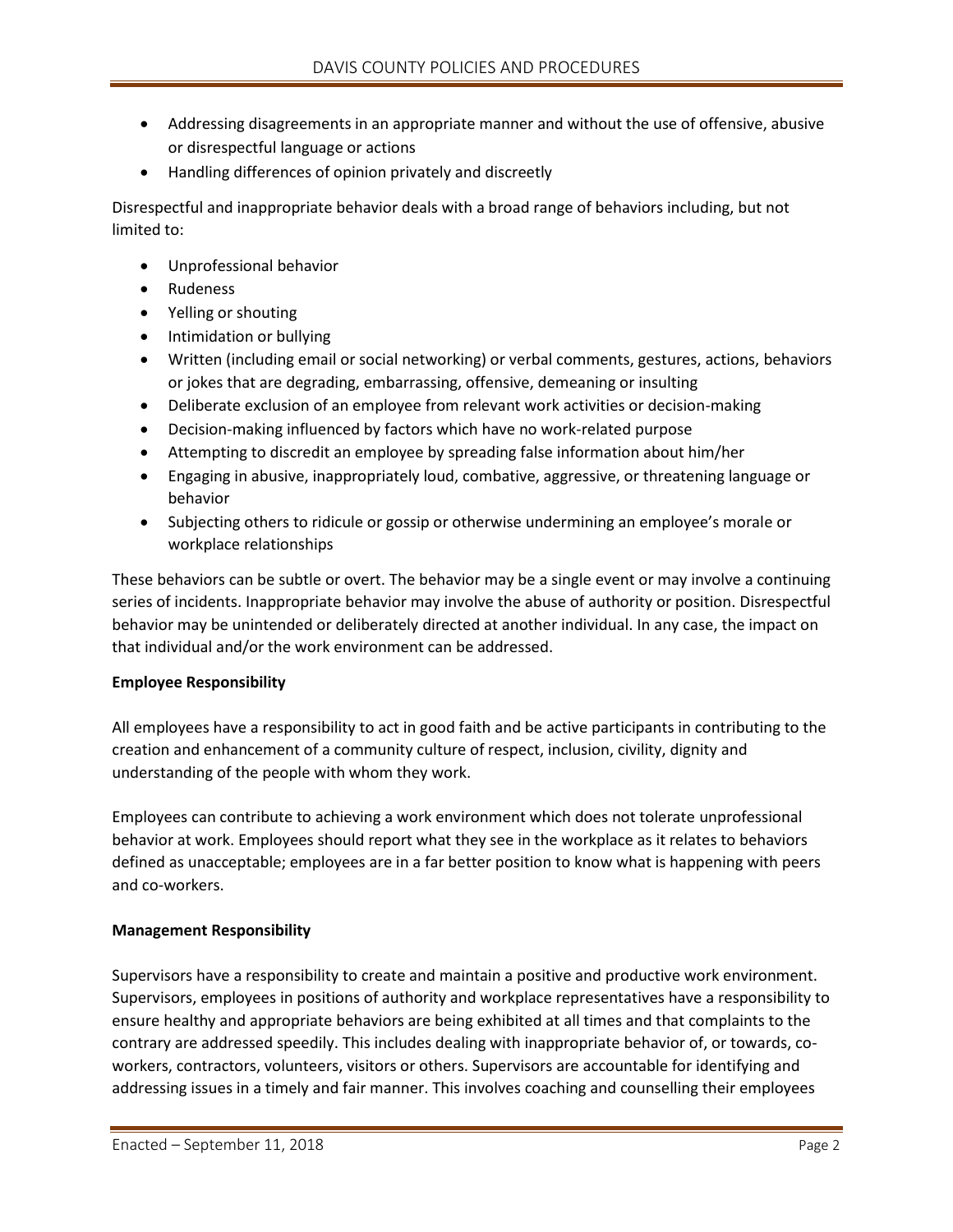- Addressing disagreements in an appropriate manner and without the use of offensive, abusive or disrespectful language or actions
- Handling differences of opinion privately and discreetly

Disrespectful and inappropriate behavior deals with a broad range of behaviors including, but not limited to:

- Unprofessional behavior
- Rudeness
- Yelling or shouting
- Intimidation or bullying
- Written (including email or social networking) or verbal comments, gestures, actions, behaviors or jokes that are degrading, embarrassing, offensive, demeaning or insulting
- Deliberate exclusion of an employee from relevant work activities or decision-making
- Decision-making influenced by factors which have no work-related purpose
- Attempting to discredit an employee by spreading false information about him/her
- Engaging in abusive, inappropriately loud, combative, aggressive, or threatening language or behavior
- Subjecting others to ridicule or gossip or otherwise undermining an employee's morale or workplace relationships

These behaviors can be subtle or overt. The behavior may be a single event or may involve a continuing series of incidents. Inappropriate behavior may involve the abuse of authority or position. Disrespectful behavior may be unintended or deliberately directed at another individual. In any case, the impact on that individual and/or the work environment can be addressed.

**Employee Responsibility**

All employees have a responsibility to act in good faith and be active participants in contributing to the creation and enhancement of a community culture of respect, inclusion, civility, dignity and understanding of the people with whom they work.

Employees can contribute to achieving a work environment which does not tolerate unprofessional behavior at work. Employees should report what they see in the workplace as it relates to behaviors defined as unacceptable; employees are in a far better position to know what is happening with peers and co-workers.

**Management Responsibility**

Supervisors have a responsibility to create and maintain a positive and productive work environment. Supervisors, employees in positions of authority and workplace representatives have a responsibility to ensure healthy and appropriate behaviors are being exhibited at all times and that complaints to the contrary are addressed speedily. This includes dealing with inappropriate behavior of, or towards, co-workers, contractors, volunteers, visitors or others. Supervisors are accountable for identifying and addressing issues in a timely and fair manner. This involves coaching and counselling their employees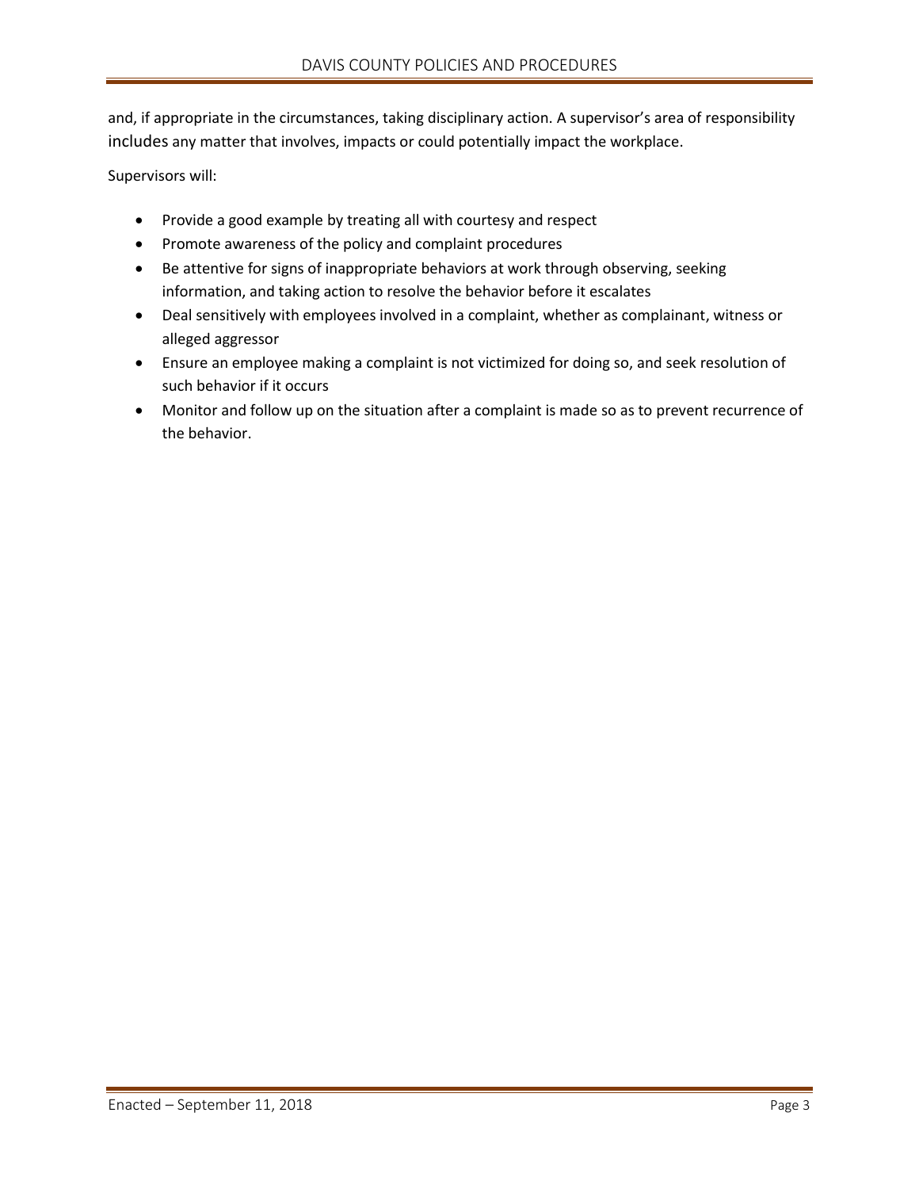and, if appropriate in the circumstances, taking disciplinary action. A supervisor's area of responsibility includes any matter that involves, impacts or could potentially impact the workplace.

Supervisors will:

- Provide a good example by treating all with courtesy and respect
- Promote awareness of the policy and complaint procedures
- Be attentive for signs of inappropriate behaviors at work through observing, seeking information, and taking action to resolve the behavior before it escalates
- Deal sensitively with employees involved in a complaint, whether as complainant, witness or alleged aggressor
- Ensure an employee making a complaint is not victimized for doing so, and seek resolution of such behavior if it occurs
- Monitor and follow up on the situation after a complaint is made so as to prevent recurrence of the behavior.